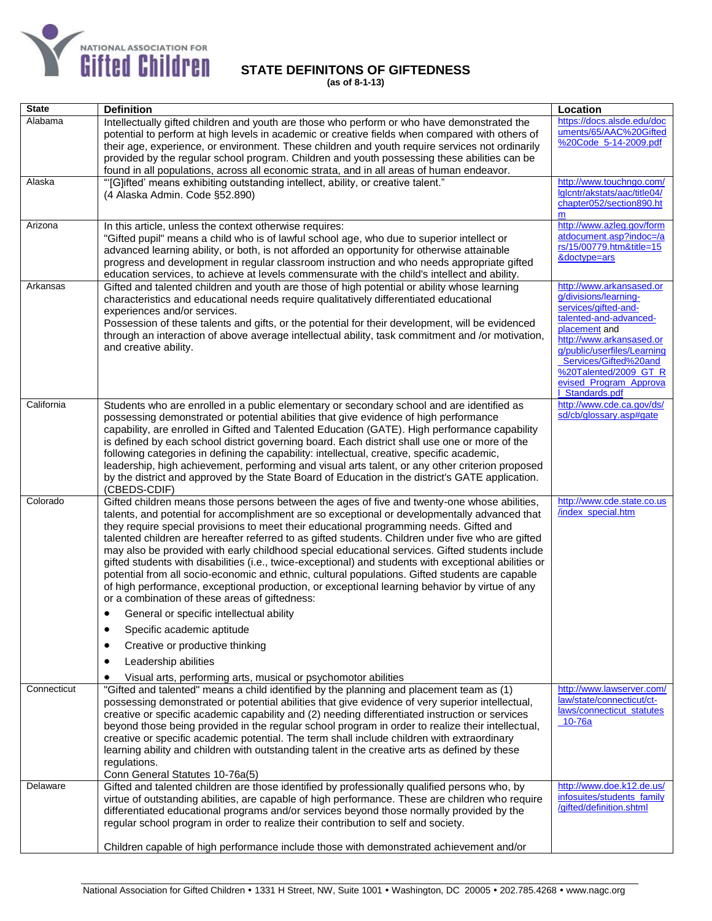NATIONAL ASSOCIATION FOR Gifted Children

# STATE DEFINITONS OF GIFTEDNESS

**(as of 8-1-13)**

| State | Definition | Location |
|---|---|---|
| Alabama | Intellectually gifted children and youth are those who perform or who have demonstrated the potential to perform at high levels in academic or creative fields when compared with others of their age, experience, or environment. These children and youth require services not ordinarily provided by the regular school program. Children and youth possessing these abilities can be found in all populations, across all economic strata, and in all areas of human endeavor. | https://docs.alsde.edu/documents/65/AAC%20Gifted%20Code_5-14-2009.pdf |
| Alaska | "'[G]ifted' means exhibiting outstanding intellect, ability, or creative talent." (4 Alaska Admin. Code §52.890) | http://www.touchngo.com/lglcntr/akstats/aac/title04/chapter052/section890.htm |
| Arizona | In this article, unless the context otherwise requires: "Gifted pupil" means a child who is of lawful school age, who due to superior intellect or advanced learning ability, or both, is not afforded an opportunity for otherwise attainable progress and development in regular classroom instruction and who needs appropriate gifted education services, to achieve at levels commensurate with the child's intellect and ability. | http://www.azleg.gov/formatdocument.asp?indoc=/ars/15/00779.htm&title=15&doctype=ars |
| Arkansas | Gifted and talented children and youth are those of high potential or ability whose learning characteristics and educational needs require qualitatively differentiated educational experiences and/or services. Possession of these talents and gifts, or the potential for their development, will be evidenced through an interaction of above average intellectual ability, task commitment and /or motivation, and creative ability. | http://www.arkansased.org/divisions/learning-services/gifted-and-talented-and-advanced-placement and http://www.arkansased.org/public/userfiles/Learning_Services/Gifted%20and%20Talented/2009_GT_Revised_Program_Approval_Standards.pdf |
| California | Students who are enrolled in a public elementary or secondary school and are identified as possessing demonstrated or potential abilities that give evidence of high performance capability, are enrolled in Gifted and Talented Education (GATE). High performance capability is defined by each school district governing board. Each district shall use one or more of the following categories in defining the capability: intellectual, creative, specific academic, leadership, high achievement, performing and visual arts talent, or any other criterion proposed by the district and approved by the State Board of Education in the district's GATE application. (CBEDS-CDIF) | http://www.cde.ca.gov/ds/sd/cb/glossary.asp#gate |
| Colorado | Gifted children means those persons between the ages of five and twenty-one whose abilities, talents, and potential for accomplishment are so exceptional or developmentally advanced that they require special provisions to meet their educational programming needs. Gifted and talented children are hereafter referred to as gifted students. Children under five who are gifted may also be provided with early childhood special educational services. Gifted students include gifted students with disabilities (i.e., twice-exceptional) and students with exceptional abilities or potential from all socio-economic and ethnic, cultural populations. Gifted students are capable of high performance, exceptional production, or exceptional learning behavior by virtue of any or a combination of these areas of giftedness:<br>• General or specific intellectual ability<br>• Specific academic aptitude<br>• Creative or productive thinking<br>• Leadership abilities<br>• Visual arts, performing arts, musical or psychomotor abilities | http://www.cde.state.co.us/index_special.htm |
| Connecticut | "Gifted and talented" means a child identified by the planning and placement team as (1) possessing demonstrated or potential abilities that give evidence of very superior intellectual, creative or specific academic capability and (2) needing differentiated instruction or services beyond those being provided in the regular school program in order to realize their intellectual, creative or specific academic potential. The term shall include children with extraordinary learning ability and children with outstanding talent in the creative arts as defined by these regulations.<br>Conn General Statutes 10-76a(5) | http://www.lawserver.com/law/state/connecticut/ct-laws/connecticut_statutes_10-76a |
| Delaware | Gifted and talented children are those identified by professionally qualified persons who, by virtue of outstanding abilities, are capable of high performance. These are children who require differentiated educational programs and/or services beyond those normally provided by the regular school program in order to realize their contribution to self and society.<br><br>Children capable of high performance include those with demonstrated achievement and/or | http://www.doe.k12.de.us/infosuites/students_family/gifted/definition.shtml |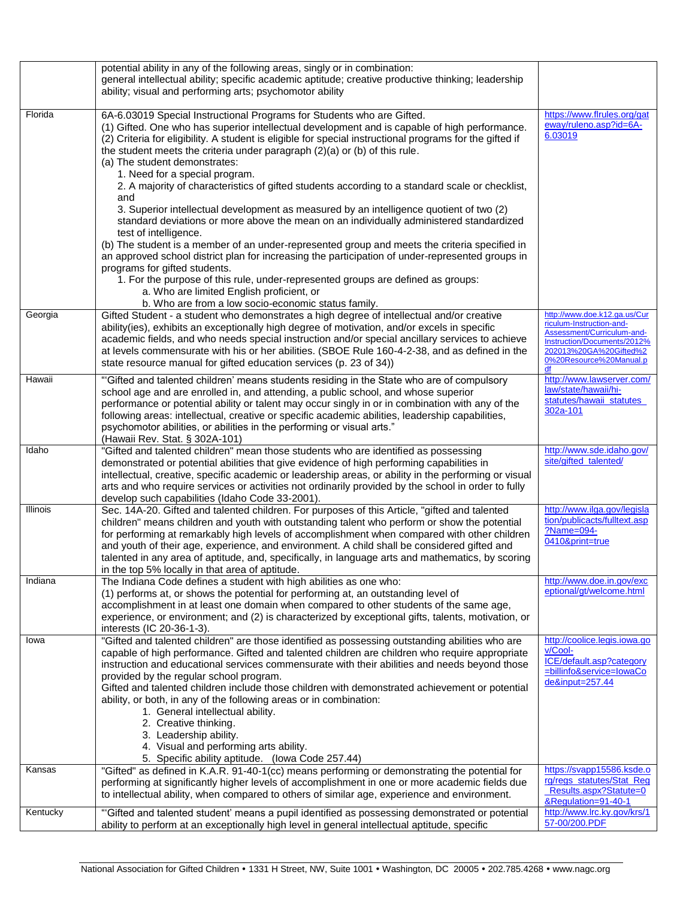| | | |
|---|---|---|
| | potential ability in any of the following areas, singly or in combination:<br>general intellectual ability; specific academic aptitude; creative productive thinking; leadership ability; visual and performing arts; psychomotor ability | |
| Florida | 6A-6.03019 Special Instructional Programs for Students who are Gifted.<br>(1) Gifted. One who has superior intellectual development and is capable of high performance.<br>(2) Criteria for eligibility. A student is eligible for special instructional programs for the gifted if the student meets the criteria under paragraph (2)(a) or (b) of this rule.<br>(a) The student demonstrates:<br>1. Need for a special program.<br>2. A majority of characteristics of gifted students according to a standard scale or checklist, and<br>3. Superior intellectual development as measured by an intelligence quotient of two (2) standard deviations or more above the mean on an individually administered standardized test of intelligence.<br>(b) The student is a member of an under-represented group and meets the criteria specified in an approved school district plan for increasing the participation of under-represented groups in programs for gifted students.<br>1. For the purpose of this rule, under-represented groups are defined as groups:<br>a. Who are limited English proficient, or<br>b. Who are from a low socio-economic status family. | https://www.flrules.org/gateway/ruleno.asp?id=6A-6.03019 |
| Georgia | Gifted Student - a student who demonstrates a high degree of intellectual and/or creative ability(ies), exhibits an exceptionally high degree of motivation, and/or excels in specific academic fields, and who needs special instruction and/or special ancillary services to achieve at levels commensurate with his or her abilities. (SBOE Rule 160-4-2-38, and as defined in the state resource manual for gifted education services (p. 23 of 34)) | http://www.doe.k12.ga.us/Curriculum-Instruction-and-Assessment/Curriculum-and-Instruction/Documents/2012%202013%20GA%20Gifted%20Resource%20Manual.pdf |
| Hawaii | "'Gifted and talented children' means students residing in the State who are of compulsory school age and are enrolled in, and attending, a public school, and whose superior performance or potential ability or talent may occur singly in or in combination with any of the following areas: intellectual, creative or specific academic abilities, leadership capabilities, psychomotor abilities, or abilities in the performing or visual arts."<br>(Hawaii Rev. Stat. § 302A-101) | http://www.lawserver.com/law/state/hawaii/hi-statutes/hawaii_statutes_302a-101 |
| Idaho | "Gifted and talented children" mean those students who are identified as possessing demonstrated or potential abilities that give evidence of high performing capabilities in intellectual, creative, specific academic or leadership areas, or ability in the performing or visual arts and who require services or activities not ordinarily provided by the school in order to fully develop such capabilities (Idaho Code 33-2001). | http://www.sde.idaho.gov/site/gifted_talented/ |
| Illinois | Sec. 14A-20. Gifted and talented children. For purposes of this Article, "gifted and talented children" means children and youth with outstanding talent who perform or show the potential for performing at remarkably high levels of accomplishment when compared with other children and youth of their age, experience, and environment. A child shall be considered gifted and talented in any area of aptitude, and, specifically, in language arts and mathematics, by scoring in the top 5% locally in that area of aptitude. | http://www.ilga.gov/legislation/publicacts/fulltext.asp?Name=094-0410&print=true |
| Indiana | The Indiana Code defines a student with high abilities as one who:<br>(1) performs at, or shows the potential for performing at, an outstanding level of accomplishment in at least one domain when compared to other students of the same age, experience, or environment; and (2) is characterized by exceptional gifts, talents, motivation, or interests (IC 20-36-1-3). | http://www.doe.in.gov/exceptional/gt/welcome.html |
| Iowa | "Gifted and talented children" are those identified as possessing outstanding abilities who are capable of high performance. Gifted and talented children are children who require appropriate instruction and educational services commensurate with their abilities and needs beyond those provided by the regular school program.<br>Gifted and talented children include those children with demonstrated achievement or potential ability, or both, in any of the following areas or in combination:<br>1. General intellectual ability.<br>2. Creative thinking.<br>3. Leadership ability.<br>4. Visual and performing arts ability.<br>5. Specific ability aptitude. (Iowa Code 257.44) | http://coolice.legis.iowa.gov/Cool-ICE/default.asp?category=billinfo&service=IowaCode&input=257.44 |
| Kansas | "Gifted" as defined in K.A.R. 91-40-1(cc) means performing or demonstrating the potential for performing at significantly higher levels of accomplishment in one or more academic fields due to intellectual ability, when compared to others of similar age, experience and environment. | https://svapp15586.ksde.org/regs_statutes/Stat_Reg_Results.aspx?Statute=0&Regulation=91-40-1 |
| Kentucky | "'Gifted and talented student' means a pupil identified as possessing demonstrated or potential ability to perform at an exceptionally high level in general intellectual aptitude, specific | http://www.lrc.ky.gov/krs/157-00/200.PDF |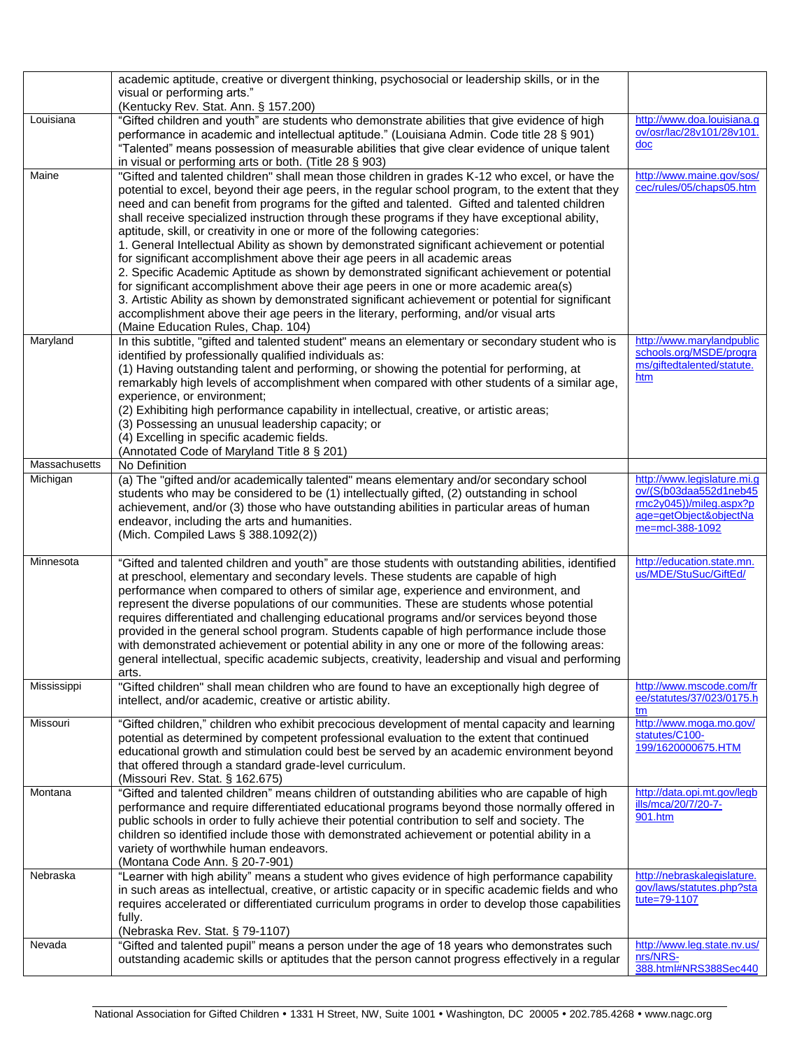| | | |
|---|---|---|
| | academic aptitude, creative or divergent thinking, psychosocial or leadership skills, or in the visual or performing arts."<br>(Kentucky Rev. Stat. Ann. § 157.200) | |
| Louisiana | "Gifted children and youth" are students who demonstrate abilities that give evidence of high performance in academic and intellectual aptitude." (Louisiana Admin. Code title 28 § 901)<br>"Talented" means possession of measurable abilities that give clear evidence of unique talent in visual or performing arts or both. (Title 28 § 903) | http://www.doa.louisiana.gov/osr/lac/28v101/28v101.doc |
| Maine | "Gifted and talented children" shall mean those children in grades K-12 who excel, or have the potential to excel, beyond their age peers, in the regular school program, to the extent that they need and can benefit from programs for the gifted and talented. Gifted and talented children shall receive specialized instruction through these programs if they have exceptional ability, aptitude, skill, or creativity in one or more of the following categories:<br>1. General Intellectual Ability as shown by demonstrated significant achievement or potential for significant accomplishment above their age peers in all academic areas<br>2. Specific Academic Aptitude as shown by demonstrated significant achievement or potential for significant accomplishment above their age peers in one or more academic area(s)<br>3. Artistic Ability as shown by demonstrated significant achievement or potential for significant accomplishment above their age peers in the literary, performing, and/or visual arts<br>(Maine Education Rules, Chap. 104) | http://www.maine.gov/sos/cec/rules/05/chaps05.htm |
| Maryland | In this subtitle, "gifted and talented student" means an elementary or secondary student who is identified by professionally qualified individuals as:<br>(1) Having outstanding talent and performing, or showing the potential for performing, at remarkably high levels of accomplishment when compared with other students of a similar age, experience, or environment;<br>(2) Exhibiting high performance capability in intellectual, creative, or artistic areas;<br>(3) Possessing an unusual leadership capacity; or<br>(4) Excelling in specific academic fields.<br>(Annotated Code of Maryland Title 8 § 201) | http://www.marylandpublicschools.org/MSDE/programs/giftedtalented/statute.htm |
| Massachusetts | No Definition | |
| Michigan | (a) The "gifted and/or academically talented" means elementary and/or secondary school students who may be considered to be (1) intellectually gifted, (2) outstanding in school achievement, and/or (3) those who have outstanding abilities in particular areas of human endeavor, including the arts and humanities.<br>(Mich. Compiled Laws § 388.1092(2)) | http://www.legislature.mi.gov/(S(b03daa552d1neb45rmc2y045))/mileg.aspx?page=getObject&objectName=mcl-388-1092 |
| Minnesota | "Gifted and talented children and youth" are those students with outstanding abilities, identified at preschool, elementary and secondary levels. These students are capable of high performance when compared to others of similar age, experience and environment, and represent the diverse populations of our communities. These are students whose potential requires differentiated and challenging educational programs and/or services beyond those provided in the general school program. Students capable of high performance include those with demonstrated achievement or potential ability in any one or more of the following areas: general intellectual, specific academic subjects, creativity, leadership and visual and performing arts. | http://education.state.mn.us/MDE/StuSuc/GiftEd/ |
| Mississippi | "Gifted children" shall mean children who are found to have an exceptionally high degree of intellect, and/or academic, creative or artistic ability. | http://www.mscode.com/free/statutes/37/023/0175.htm |
| Missouri | "Gifted children," children who exhibit precocious development of mental capacity and learning potential as determined by competent professional evaluation to the extent that continued educational growth and stimulation could best be served by an academic environment beyond that offered through a standard grade-level curriculum.<br>(Missouri Rev. Stat. § 162.675) | http://www.moga.mo.gov/statutes/C100-199/1620000675.HTM |
| Montana | "Gifted and talented children" means children of outstanding abilities who are capable of high performance and require differentiated educational programs beyond those normally offered in public schools in order to fully achieve their potential contribution to self and society. The children so identified include those with demonstrated achievement or potential ability in a variety of worthwhile human endeavors.<br>(Montana Code Ann. § 20-7-901) | http://data.opi.mt.gov/legbills/mca/20/7/20-7-901.htm |
| Nebraska | "Learner with high ability" means a student who gives evidence of high performance capability in such areas as intellectual, creative, or artistic capacity or in specific academic fields and who requires accelerated or differentiated curriculum programs in order to develop those capabilities fully.<br>(Nebraska Rev. Stat. § 79-1107) | http://nebraskalegislature.gov/laws/statutes.php?statute=79-1107 |
| Nevada | "Gifted and talented pupil" means a person under the age of 18 years who demonstrates such outstanding academic skills or aptitudes that the person cannot progress effectively in a regular | http://www.leg.state.nv.us/nrs/NRS-388.html#NRS388Sec440 |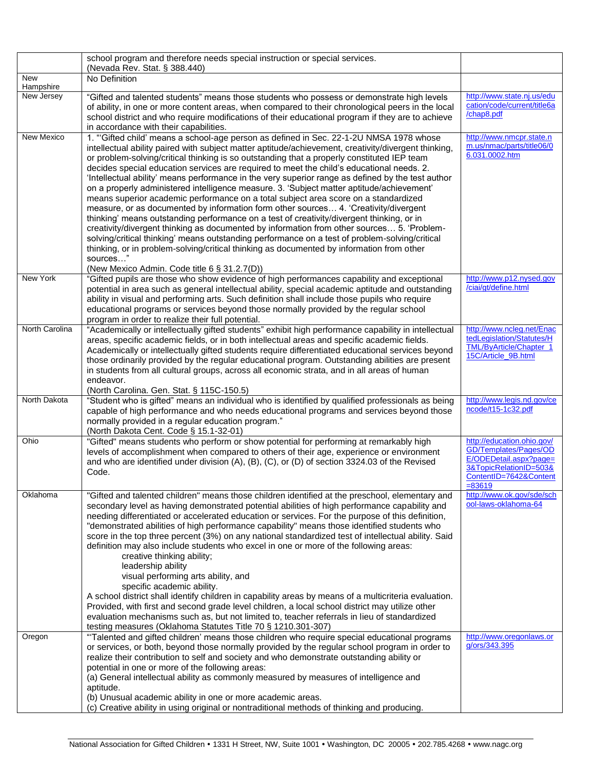| | | |
|---|---|---|
| | school program and therefore needs special instruction or special services. (Nevada Rev. Stat. § 388.440) | |
| New Hampshire | No Definition | |
| New Jersey | "Gifted and talented students" means those students who possess or demonstrate high levels of ability, in one or more content areas, when compared to their chronological peers in the local school district and who require modifications of their educational program if they are to achieve in accordance with their capabilities. | http://www.state.nj.us/education/code/current/title6a/chap8.pdf |
| New Mexico | 1. "'Gifted child' means a school-age person as defined in Sec. 22-1-2U NMSA 1978 whose intellectual ability paired with subject matter aptitude/achievement, creativity/divergent thinking, or problem-solving/critical thinking is so outstanding that a properly constituted IEP team decides special education services are required to meet the child's educational needs. 2. 'Intellectual ability' means performance in the very superior range as defined by the test author on a properly administered intelligence measure. 3. 'Subject matter aptitude/achievement' means superior academic performance on a total subject area score on a standardized measure, or as documented by information form other sources… 4. 'Creativity/divergent thinking' means outstanding performance on a test of creativity/divergent thinking, or in creativity/divergent thinking as documented by information from other sources… 5. 'Problem-solving/critical thinking' means outstanding performance on a test of problem-solving/critical thinking, or in problem-solving/critical thinking as documented by information from other sources…" (New Mexico Admin. Code title 6 § 31.2.7(D)) | http://www.nmcpr.state.nm.us/nmac/parts/title06/06.031.0002.htm |
| New York | "Gifted pupils are those who show evidence of high performances capability and exceptional potential in area such as general intellectual ability, special academic aptitude and outstanding ability in visual and performing arts. Such definition shall include those pupils who require educational programs or services beyond those normally provided by the regular school program in order to realize their full potential. | http://www.p12.nysed.gov/ciai/gt/define.html |
| North Carolina | "Academically or intellectually gifted students" exhibit high performance capability in intellectual areas, specific academic fields, or in both intellectual areas and specific academic fields. Academically or intellectually gifted students require differentiated educational services beyond those ordinarily provided by the regular educational program. Outstanding abilities are present in students from all cultural groups, across all economic strata, and in all areas of human endeavor. (North Carolina. Gen. Stat. § 115C-150.5) | http://www.ncleg.net/EnactedLegislation/Statutes/HTML/ByArticle/Chapter_115C/Article_9B.html |
| North Dakota | "Student who is gifted" means an individual who is identified by qualified professionals as being capable of high performance and who needs educational programs and services beyond those normally provided in a regular education program." (North Dakota Cent. Code § 15.1-32-01) | http://www.legis.nd.gov/cencode/t15-1c32.pdf |
| Ohio | "Gifted" means students who perform or show potential for performing at remarkably high levels of accomplishment when compared to others of their age, experience or environment and who are identified under division (A), (B), (C), or (D) of section 3324.03 of the Revised Code. | http://education.ohio.gov/GD/Templates/Pages/ODE/ODEDetail.aspx?page=3&TopicRelationID=503&ContentID=7642&Content=83619 |
| Oklahoma | "Gifted and talented children" means those children identified at the preschool, elementary and secondary level as having demonstrated potential abilities of high performance capability and needing differentiated or accelerated education or services. For the purpose of this definition, "demonstrated abilities of high performance capability" means those identified students who score in the top three percent (3%) on any national standardized test of intellectual ability. Said definition may also include students who excel in one or more of the following areas:<br>creative thinking ability;<br>leadership ability<br>visual performing arts ability, and<br>specific academic ability.<br>A school district shall identify children in capability areas by means of a multicriteria evaluation. Provided, with first and second grade level children, a local school district may utilize other evaluation mechanisms such as, but not limited to, teacher referrals in lieu of standardized testing measures (Oklahoma Statutes Title 70 § 1210.301-307) | http://www.ok.gov/sde/school-laws-oklahoma-64 |
| Oregon | "'Talented and gifted children' means those children who require special educational programs or services, or both, beyond those normally provided by the regular school program in order to realize their contribution to self and society and who demonstrate outstanding ability or potential in one or more of the following areas:<br>(a) General intellectual ability as commonly measured by measures of intelligence and aptitude.<br>(b) Unusual academic ability in one or more academic areas.<br>(c) Creative ability in using original or nontraditional methods of thinking and producing. | http://www.oregonlaws.org/ors/343.395 |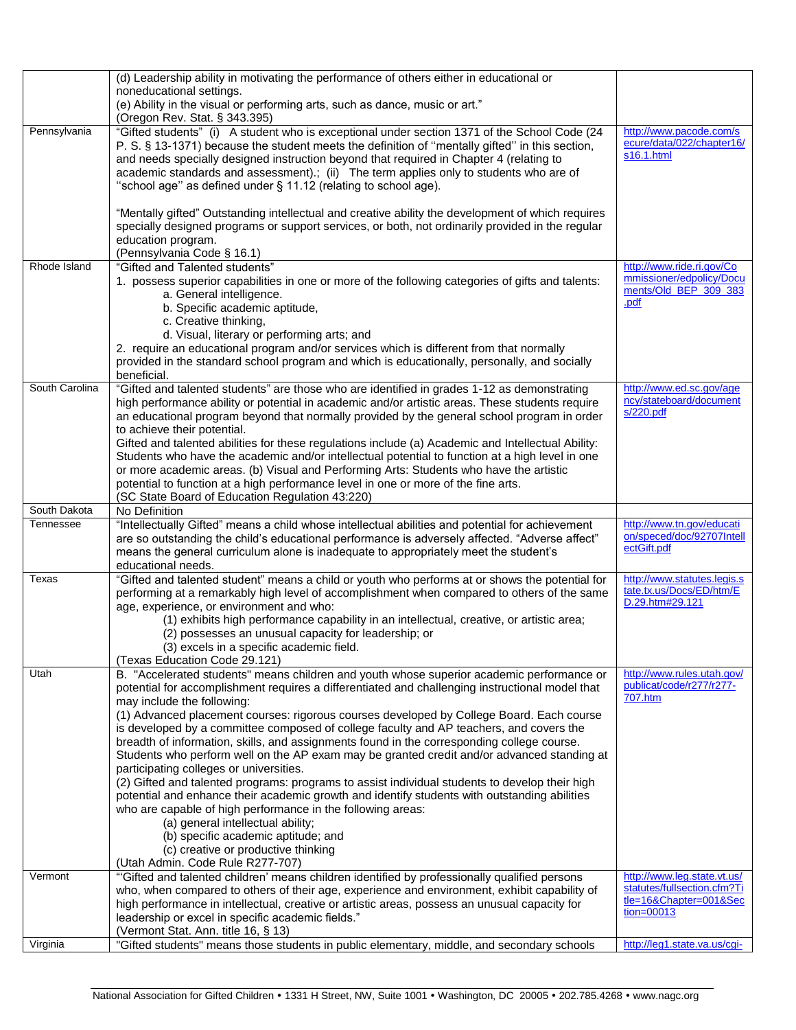| | | |
|---|---|---|
| | (d) Leadership ability in motivating the performance of others either in educational or noneducational settings.<br>(e) Ability in the visual or performing arts, such as dance, music or art."<br>(Oregon Rev. Stat. § 343.395) | |
| Pennsylvania | "Gifted students" (i) A student who is exceptional under section 1371 of the School Code (24 P. S. § 13-1371) because the student meets the definition of ''mentally gifted'' in this section, and needs specially designed instruction beyond that required in Chapter 4 (relating to academic standards and assessment).; (ii) The term applies only to students who are of ''school age'' as defined under § 11.12 (relating to school age).<br><br>"Mentally gifted" Outstanding intellectual and creative ability the development of which requires specially designed programs or support services, or both, not ordinarily provided in the regular education program.<br>(Pennsylvania Code § 16.1) | http://www.pacode.com/secure/data/022/chapter16/s16.1.html |
| Rhode Island | "Gifted and Talented students"<br>1. possess superior capabilities in one or more of the following categories of gifts and talents:<br>a. General intelligence.<br>b. Specific academic aptitude,<br>c. Creative thinking,<br>d. Visual, literary or performing arts; and<br>2. require an educational program and/or services which is different from that normally provided in the standard school program and which is educationally, personally, and socially beneficial. | http://www.ride.ri.gov/Commissioner/edpolicy/Documents/Old_BEP_309_383.pdf |
| South Carolina | "Gifted and talented students" are those who are identified in grades 1-12 as demonstrating high performance ability or potential in academic and/or artistic areas. These students require an educational program beyond that normally provided by the general school program in order to achieve their potential.<br>Gifted and talented abilities for these regulations include (a) Academic and Intellectual Ability: Students who have the academic and/or intellectual potential to function at a high level in one or more academic areas. (b) Visual and Performing Arts: Students who have the artistic potential to function at a high performance level in one or more of the fine arts.<br>(SC State Board of Education Regulation 43:220) | http://www.ed.sc.gov/agency/stateboard/documents/220.pdf |
| South Dakota | No Definition | |
| Tennessee | "Intellectually Gifted" means a child whose intellectual abilities and potential for achievement are so outstanding the child's educational performance is adversely affected. "Adverse affect" means the general curriculum alone is inadequate to appropriately meet the student's educational needs. | http://www.tn.gov/education/speced/doc/92707IntellectGift.pdf |
| Texas | "Gifted and talented student" means a child or youth who performs at or shows the potential for performing at a remarkably high level of accomplishment when compared to others of the same age, experience, or environment and who:<br>(1) exhibits high performance capability in an intellectual, creative, or artistic area;<br>(2) possesses an unusual capacity for leadership; or<br>(3) excels in a specific academic field.<br>(Texas Education Code 29.121) | http://www.statutes.legis.state.tx.us/Docs/ED/htm/ED.29.htm#29.121 |
| Utah | B. "Accelerated students" means children and youth whose superior academic performance or potential for accomplishment requires a differentiated and challenging instructional model that may include the following:<br>(1) Advanced placement courses: rigorous courses developed by College Board. Each course is developed by a committee composed of college faculty and AP teachers, and covers the breadth of information, skills, and assignments found in the corresponding college course. Students who perform well on the AP exam may be granted credit and/or advanced standing at participating colleges or universities.<br>(2) Gifted and talented programs: programs to assist individual students to develop their high potential and enhance their academic growth and identify students with outstanding abilities who are capable of high performance in the following areas:<br>(a) general intellectual ability;<br>(b) specific academic aptitude; and<br>(c) creative or productive thinking<br>(Utah Admin. Code Rule R277-707) | http://www.rules.utah.gov/publicat/code/r277/r277-707.htm |
| Vermont | "'Gifted and talented children' means children identified by professionally qualified persons who, when compared to others of their age, experience and environment, exhibit capability of high performance in intellectual, creative or artistic areas, possess an unusual capacity for leadership or excel in specific academic fields."<br>(Vermont Stat. Ann. title 16, § 13) | http://www.leg.state.vt.us/statutes/fullsection.cfm?Title=16&Chapter=001&Section=00013 |
| Virginia | "Gifted students" means those students in public elementary, middle, and secondary schools | http://leg1.state.va.us/cgi- |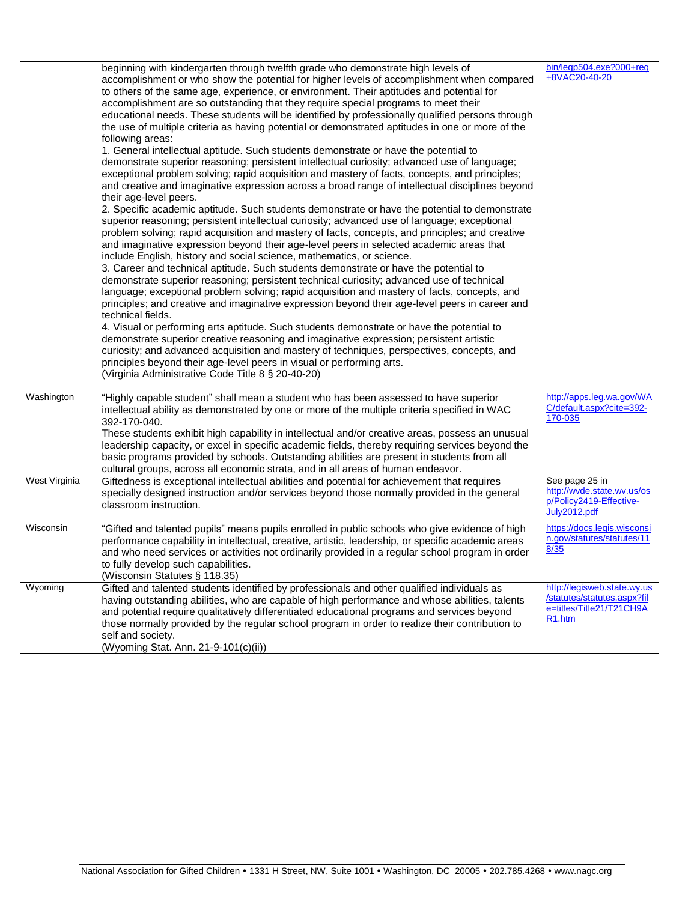| | | |
|---|---|---|
| | beginning with kindergarten through twelfth grade who demonstrate high levels of accomplishment or who show the potential for higher levels of accomplishment when compared to others of the same age, experience, or environment. Their aptitudes and potential for accomplishment are so outstanding that they require special programs to meet their educational needs. These students will be identified by professionally qualified persons through the use of multiple criteria as having potential or demonstrated aptitudes in one or more of the following areas:<br>1. General intellectual aptitude. Such students demonstrate or have the potential to demonstrate superior reasoning; persistent intellectual curiosity; advanced use of language; exceptional problem solving; rapid acquisition and mastery of facts, concepts, and principles; and creative and imaginative expression across a broad range of intellectual disciplines beyond their age-level peers.<br>2. Specific academic aptitude. Such students demonstrate or have the potential to demonstrate superior reasoning; persistent intellectual curiosity; advanced use of language; exceptional problem solving; rapid acquisition and mastery of facts, concepts, and principles; and creative and imaginative expression beyond their age-level peers in selected academic areas that include English, history and social science, mathematics, or science.<br>3. Career and technical aptitude. Such students demonstrate or have the potential to demonstrate superior reasoning; persistent technical curiosity; advanced use of technical language; exceptional problem solving; rapid acquisition and mastery of facts, concepts, and principles; and creative and imaginative expression beyond their age-level peers in career and technical fields.<br>4. Visual or performing arts aptitude. Such students demonstrate or have the potential to demonstrate superior creative reasoning and imaginative expression; persistent artistic curiosity; and advanced acquisition and mastery of techniques, perspectives, concepts, and principles beyond their age-level peers in visual or performing arts.<br>(Virginia Administrative Code Title 8 § 20-40-20) | bin/legp504.exe?000+reg+8VAC20-40-20 |
| Washington | "Highly capable student" shall mean a student who has been assessed to have superior intellectual ability as demonstrated by one or more of the multiple criteria specified in WAC 392-170-040.<br>These students exhibit high capability in intellectual and/or creative areas, possess an unusual leadership capacity, or excel in specific academic fields, thereby requiring services beyond the basic programs provided by schools. Outstanding abilities are present in students from all cultural groups, across all economic strata, and in all areas of human endeavor. | http://apps.leg.wa.gov/WAC/default.aspx?cite=392-170-035 |
| West Virginia | Giftedness is exceptional intellectual abilities and potential for achievement that requires specially designed instruction and/or services beyond those normally provided in the general classroom instruction. | See page 25 in http://wvde.state.wv.us/osp/Policy2419-Effective-July2012.pdf |
| Wisconsin | "Gifted and talented pupils" means pupils enrolled in public schools who give evidence of high performance capability in intellectual, creative, artistic, leadership, or specific academic areas and who need services or activities not ordinarily provided in a regular school program in order to fully develop such capabilities.<br>(Wisconsin Statutes § 118.35) | https://docs.legis.wisconsin.gov/statutes/statutes/118/35 |
| Wyoming | Gifted and talented students identified by professionals and other qualified individuals as having outstanding abilities, who are capable of high performance and whose abilities, talents and potential require qualitatively differentiated educational programs and services beyond those normally provided by the regular school program in order to realize their contribution to self and society.<br>(Wyoming Stat. Ann. 21-9-101(c)(ii)) | http://legisweb.state.wy.us/statutes/statutes.aspx?file=titles/Title21/T21CH9AR1.htm |

National Association for Gifted Children • 1331 H Street, NW, Suite 1001 • Washington, DC 20005 • 202.785.4268 • www.nagc.org